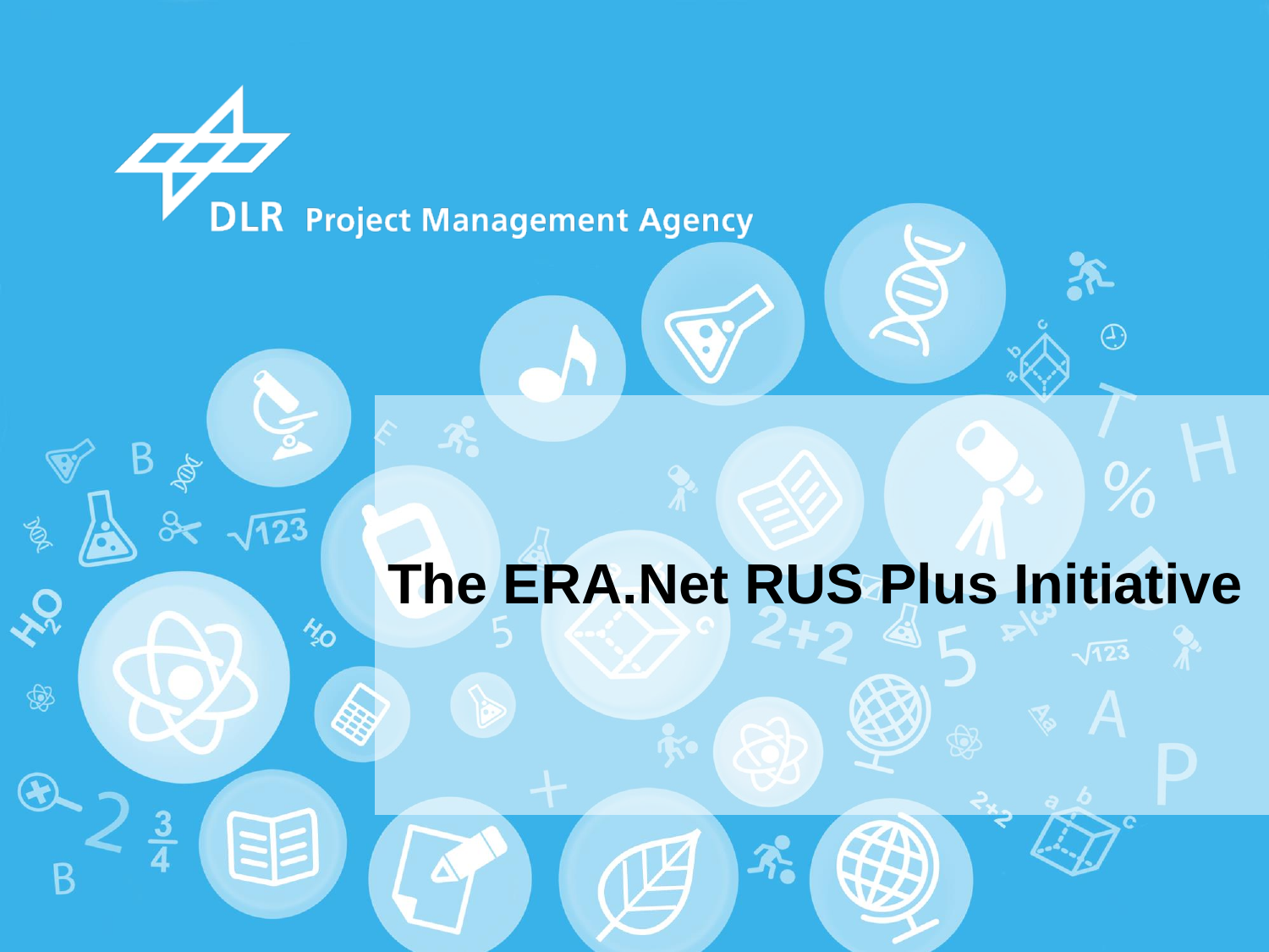DLR Project Management Agency

# The ERA.Net RUS Plus Initiative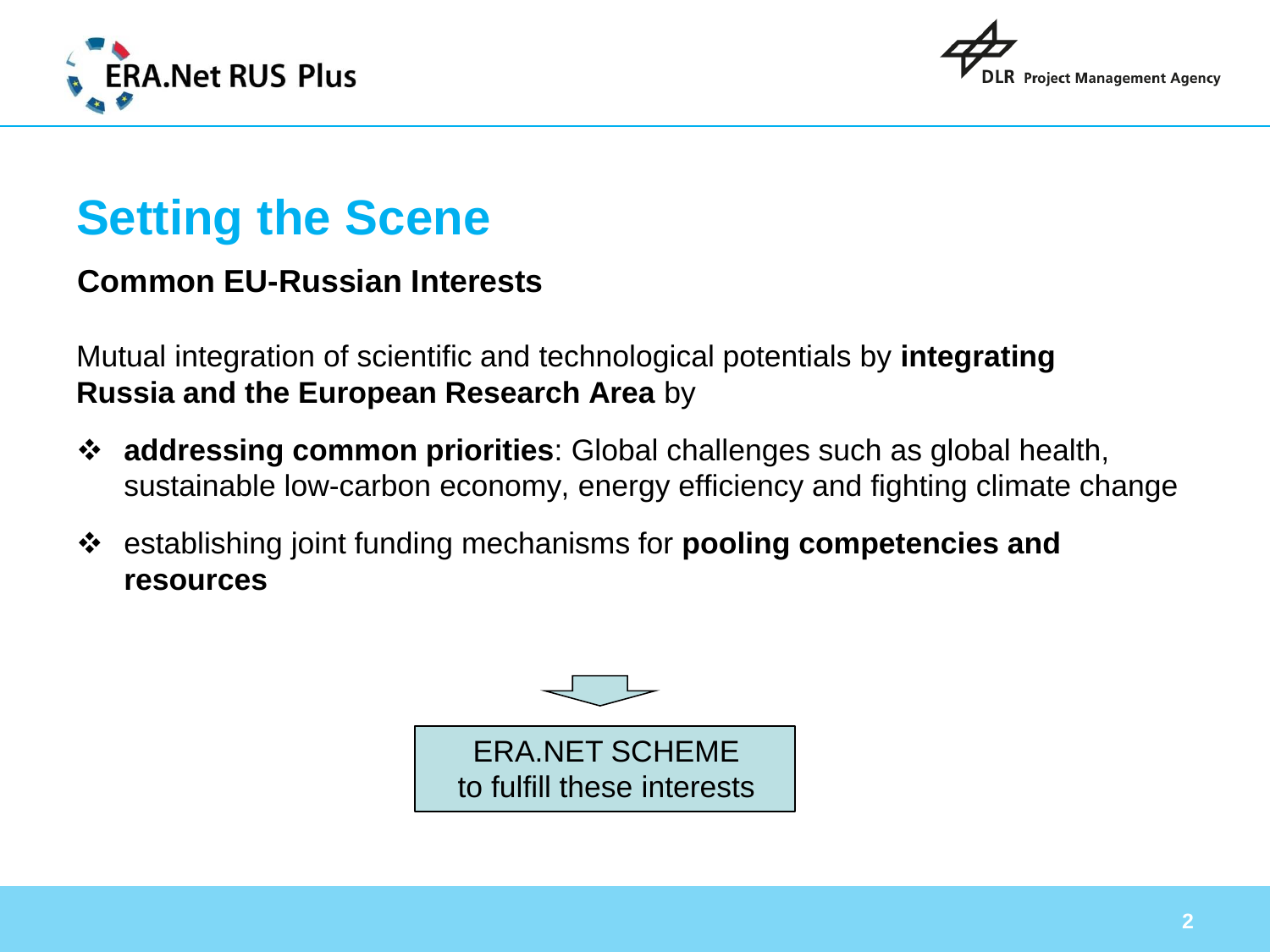# Setting the Scene

## Common EU-Russian Interests

Mutual integration of scientific and technological potentials by **integrating Russia and the European Research Area** by

- **addressing common priorities**: Global challenges such as global health, sustainable low-carbon economy, energy efficiency and fighting climate change
- establishing joint funding mechanisms for **pooling competencies and resources**

ERA.NET SCHEME
to fulfill these interests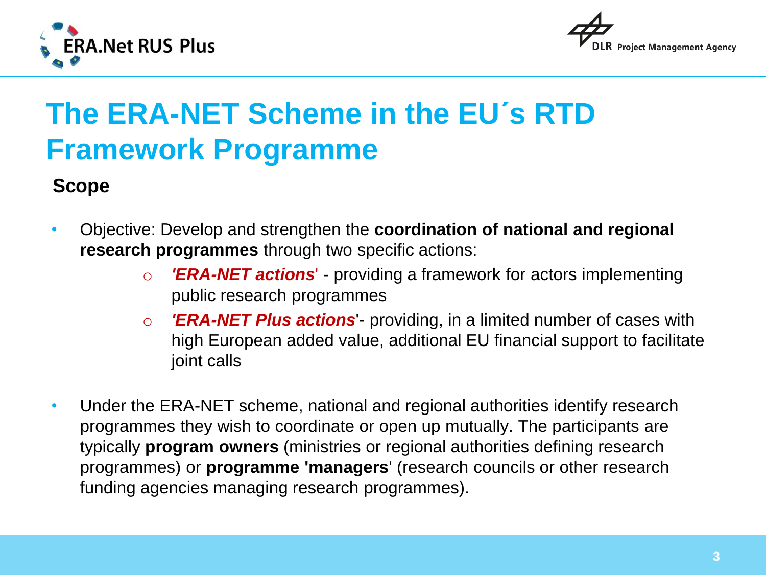# The ERA-NET Scheme in the EU´s RTD Framework Programme

## Scope

- Objective: Develop and strengthen the **coordination of national and regional research programmes** through two specific actions:
  - ***'ERA-NET actions***' - providing a framework for actors implementing public research programmes
  - ***'ERA-NET Plus actions***'- providing, in a limited number of cases with high European added value, additional EU financial support to facilitate joint calls
- Under the ERA-NET scheme, national and regional authorities identify research programmes they wish to coordinate or open up mutually. The participants are typically **program owners** (ministries or regional authorities defining research programmes) or **programme 'managers**' (research councils or other research funding agencies managing research programmes).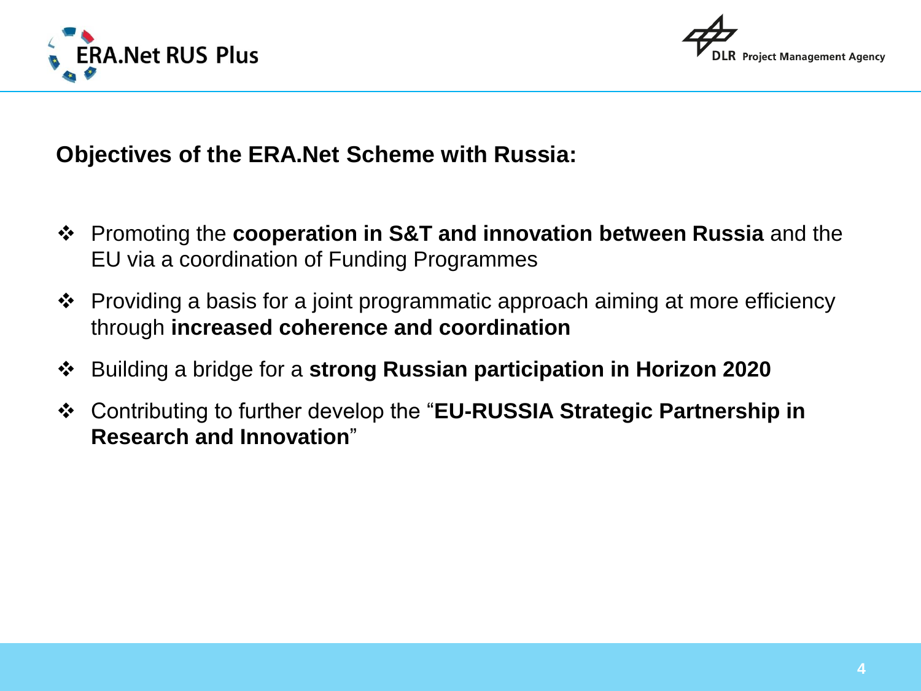## Objectives of the ERA.Net Scheme with Russia:

- Promoting the **cooperation in S&T and innovation between Russia** and the EU via a coordination of Funding Programmes
- Providing a basis for a joint programmatic approach aiming at more efficiency through **increased coherence and coordination**
- Building a bridge for a **strong Russian participation in Horizon 2020**
- Contributing to further develop the "**EU-RUSSIA Strategic Partnership in Research and Innovation**"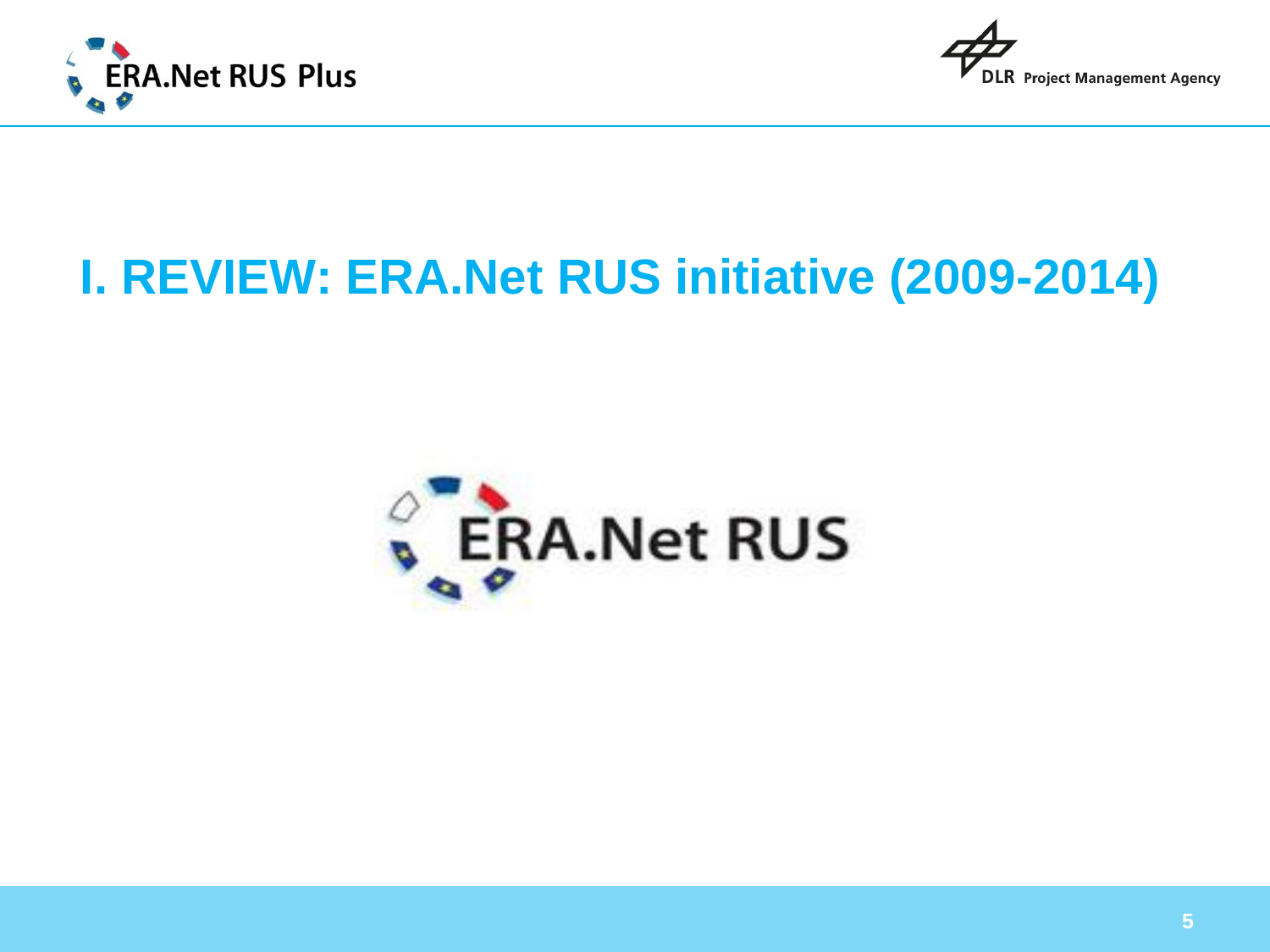# I. REVIEW: ERA.Net RUS initiative (2009-2014)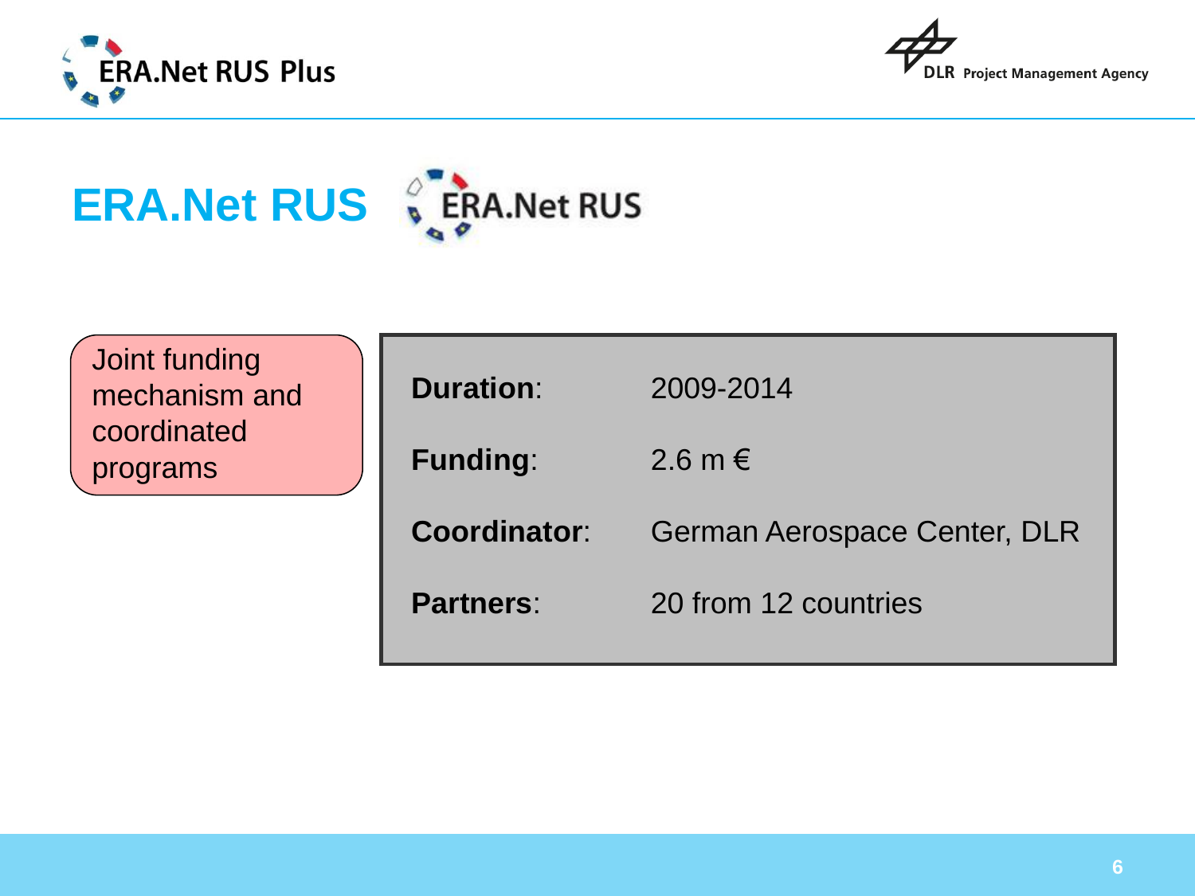# ERA.Net RUS

Joint funding mechanism and coordinated programs

| | |
|---|---|
| **Duration**: | 2009-2014 |
| **Funding**: | 2.6 m € |
| **Coordinator**: | German Aerospace Center, DLR |
| **Partners**: | 20 from 12 countries |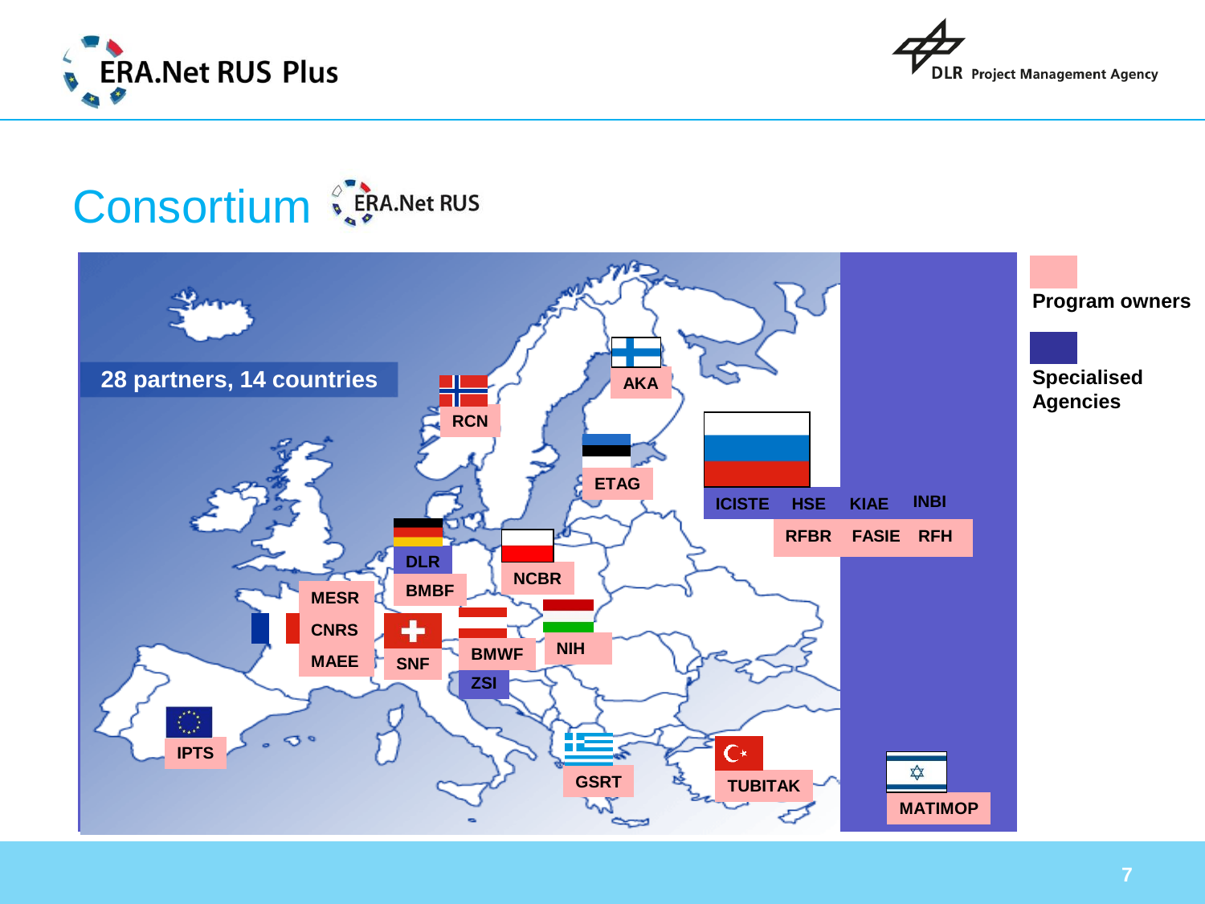# Consortium

ERA.Net RUS

**28 partners, 14 countries**

RCN

AKA

ETAG

ICISTE HSE KIAE INBI

RFBR FASIE RFH

DLR

BMBF

NCBR

MESR

CNRS

MAEE

SNF

BMWF

ZSI

NIH

IPTS

GSRT

TUBITAK

MATIMOP

**Program owners**

**Specialised Agencies**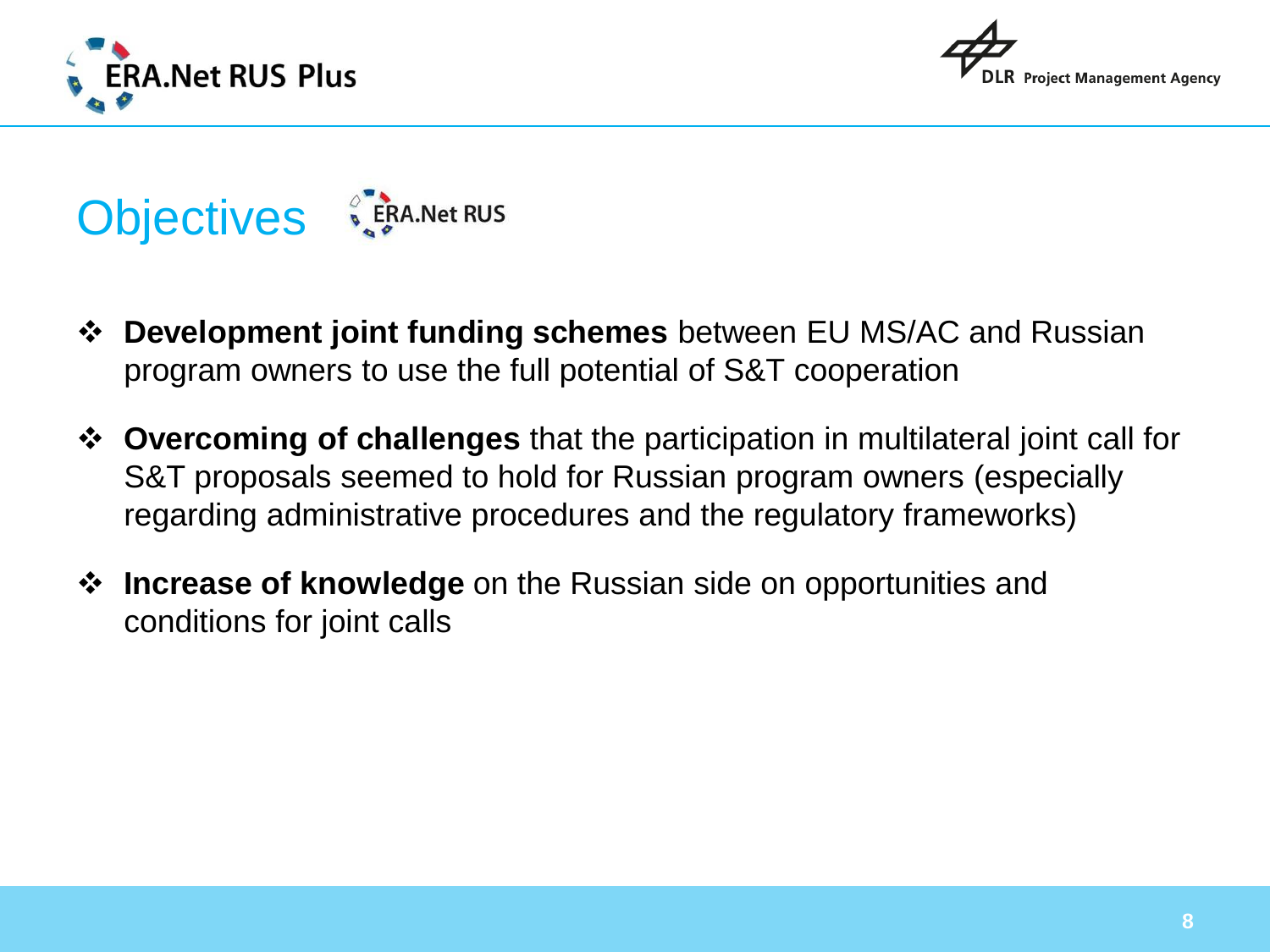# Objectives

ERA.Net RUS

- **Development joint funding schemes** between EU MS/AC and Russian program owners to use the full potential of S&T cooperation
- **Overcoming of challenges** that the participation in multilateral joint call for S&T proposals seemed to hold for Russian program owners (especially regarding administrative procedures and the regulatory frameworks)
- **Increase of knowledge** on the Russian side on opportunities and conditions for joint calls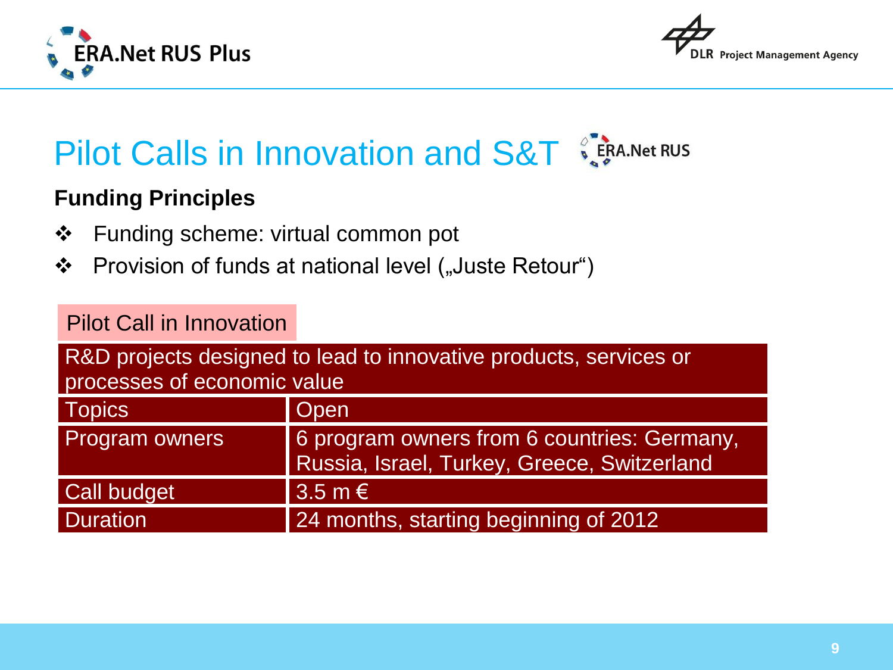# Pilot Calls in Innovation and S&T

## Funding Principles

- Funding scheme: virtual common pot
- Provision of funds at national level („Juste Retour“)

**Pilot Call in Innovation**

| R&D projects designed to lead to innovative products, services or processes of economic value | |
|---|---|
| Topics | Open |
| Program owners | 6 program owners from 6 countries: Germany, Russia, Israel, Turkey, Greece, Switzerland |
| Call budget | 3.5 m € |
| Duration | 24 months, starting beginning of 2012 |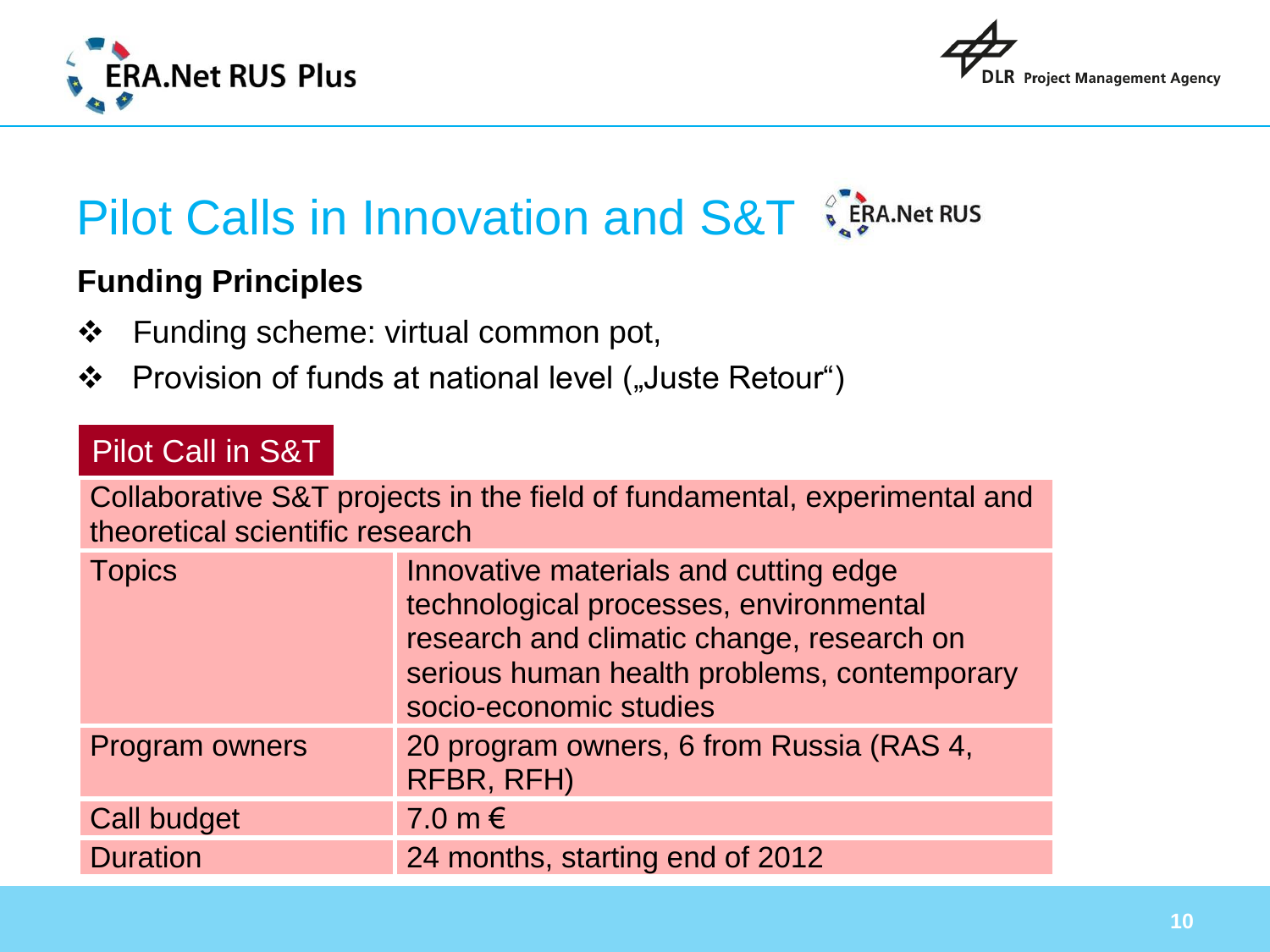# Pilot Calls in Innovation and S&T

## Funding Principles

- Funding scheme: virtual common pot,
- Provision of funds at national level („Juste Retour“)

| Pilot Call in S&T | |
|---|---|
| Collaborative S&T projects in the field of fundamental, experimental and theoretical scientific research | |
| Topics | Innovative materials and cutting edge technological processes, environmental research and climatic change, research on serious human health problems, contemporary socio-economic studies |
| Program owners | 20 program owners, 6 from Russia (RAS 4, RFBR, RFH) |
| Call budget | 7.0 m € |
| Duration | 24 months, starting end of 2012 |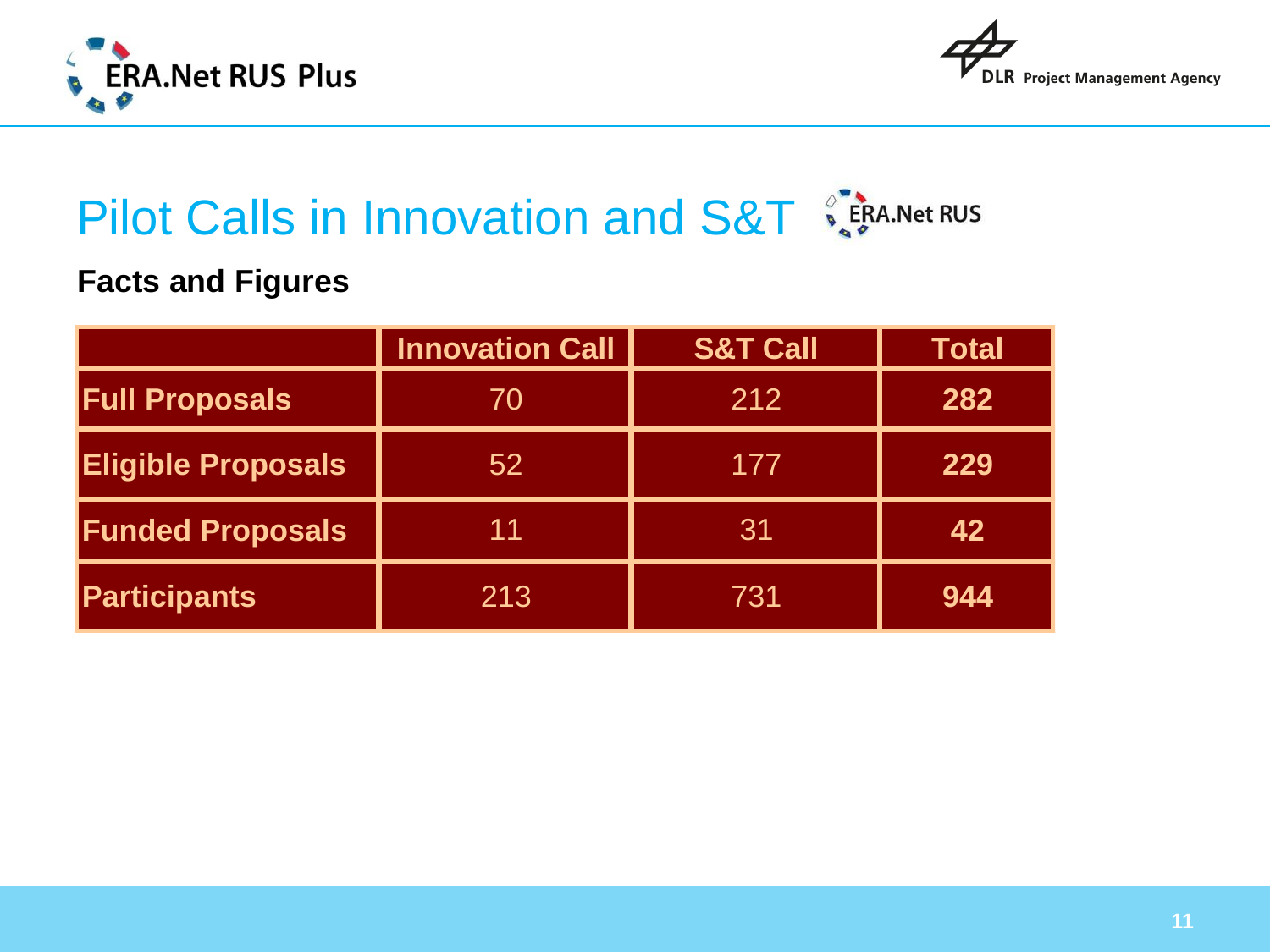# Pilot Calls in Innovation and S&T

## Facts and Figures

| | Innovation Call | S&T Call | Total |
|---|---|---|---|
| **Full Proposals** | 70 | 212 | **282** |
| **Eligible Proposals** | 52 | 177 | **229** |
| **Funded Proposals** | 11 | 31 | **42** |
| **Participants** | 213 | 731 | **944** |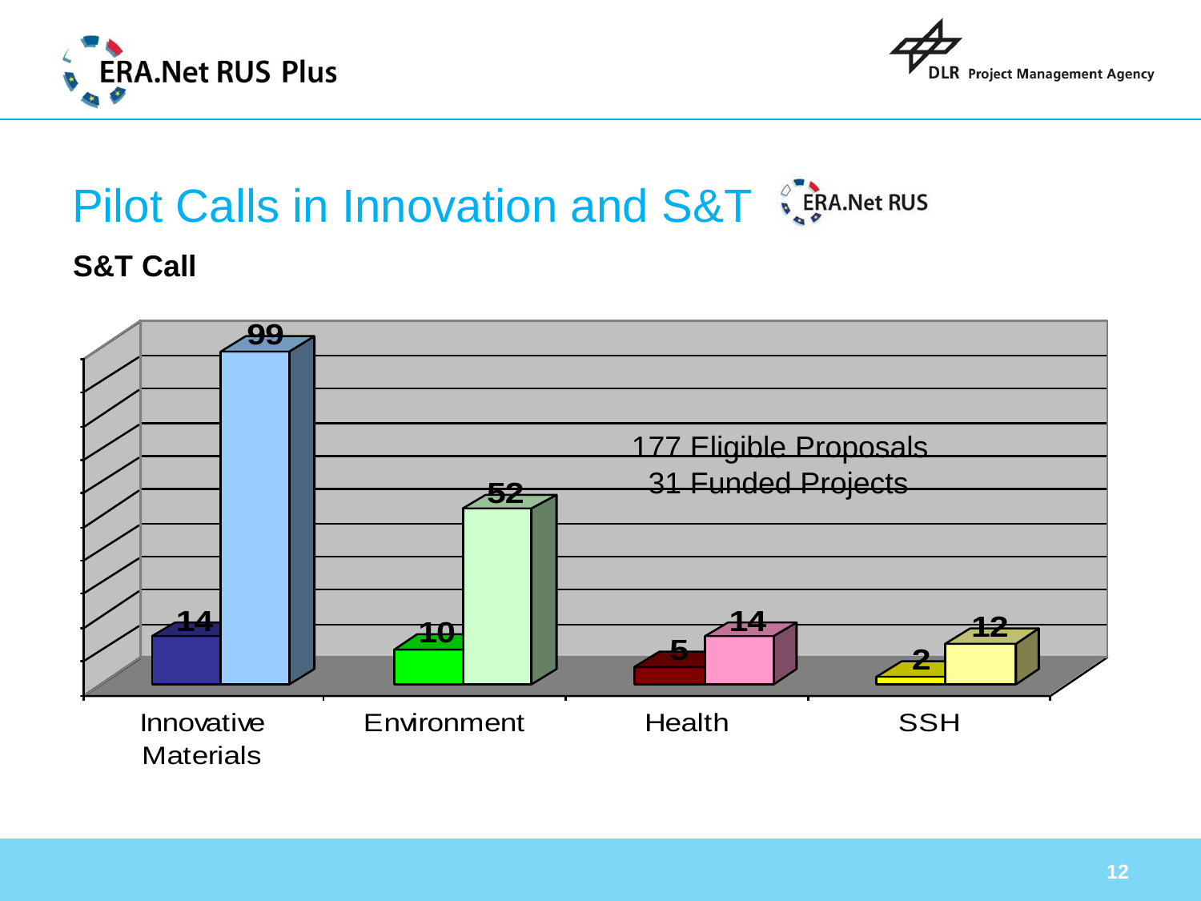# Pilot Calls in Innovation and S&T

## S&T Call

| | Funded Projects | Eligible Proposals |
| --- | --- | --- |
| Innovative Materials | 14 | 99 |
| Environment | 10 | 52 |
| Health | 5 | 14 |
| SSH | 2 | 12 |

177 Eligible Proposals
31 Funded Projects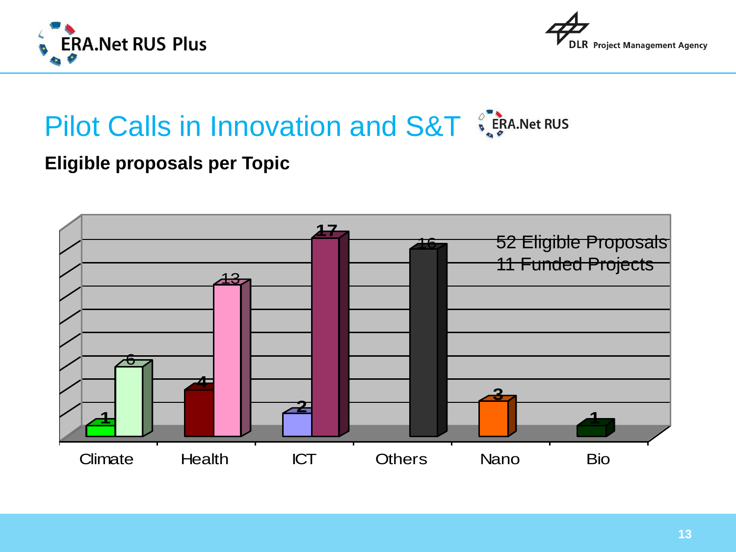# Pilot Calls in Innovation and S&T

**Eligible proposals per Topic**

| Topic | Funded | Eligible |
|---|---|---|
| Climate | 1 | 6 |
| Health | 4 | 13 |
| ICT | 2 | 17 |
| Others | | 16 |
| Nano | 3 | |
| Bio | 1 | |

52 Eligible Proposals
11 Funded Projects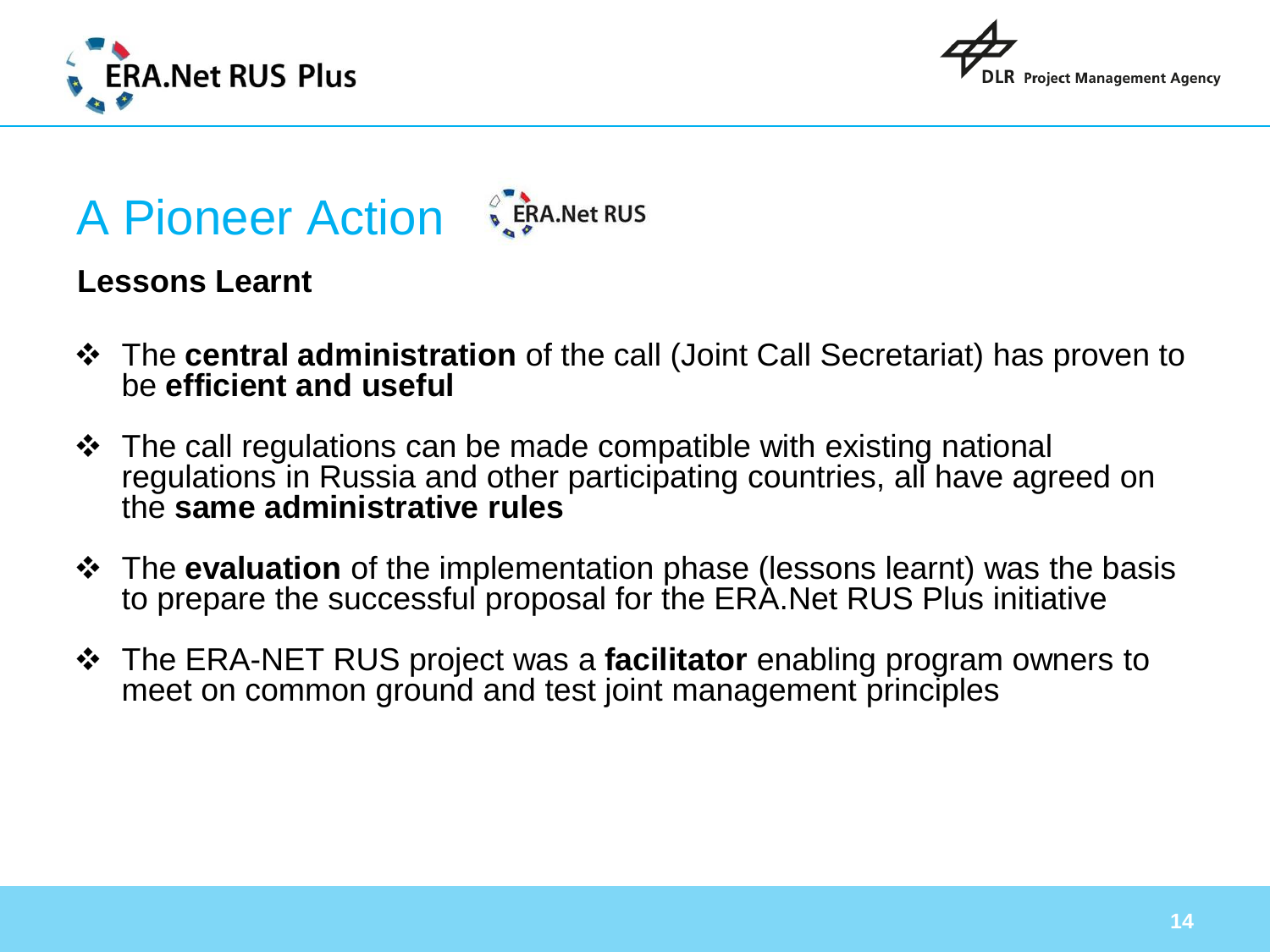# A Pioneer Action

## Lessons Learnt

- The **central administration** of the call (Joint Call Secretariat) has proven to be **efficient and useful**
- The call regulations can be made compatible with existing national regulations in Russia and other participating countries, all have agreed on the **same administrative rules**
- The **evaluation** of the implementation phase (lessons learnt) was the basis to prepare the successful proposal for the ERA.Net RUS Plus initiative
- The ERA-NET RUS project was a **facilitator** enabling program owners to meet on common ground and test joint management principles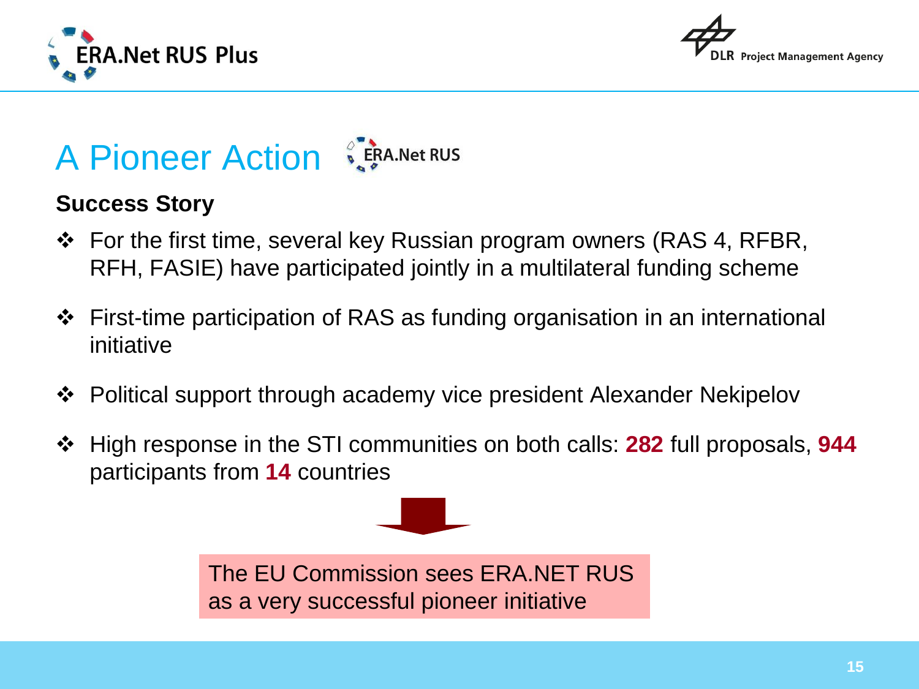# A Pioneer Action

## Success Story

- For the first time, several key Russian program owners (RAS 4, RFBR, RFH, FASIE) have participated jointly in a multilateral funding scheme
- First-time participation of RAS as funding organisation in an international initiative
- Political support through academy vice president Alexander Nekipelov
- High response in the STI communities on both calls: **282** full proposals, **944** participants from **14** countries

The EU Commission sees ERA.NET RUS as a very successful pioneer initiative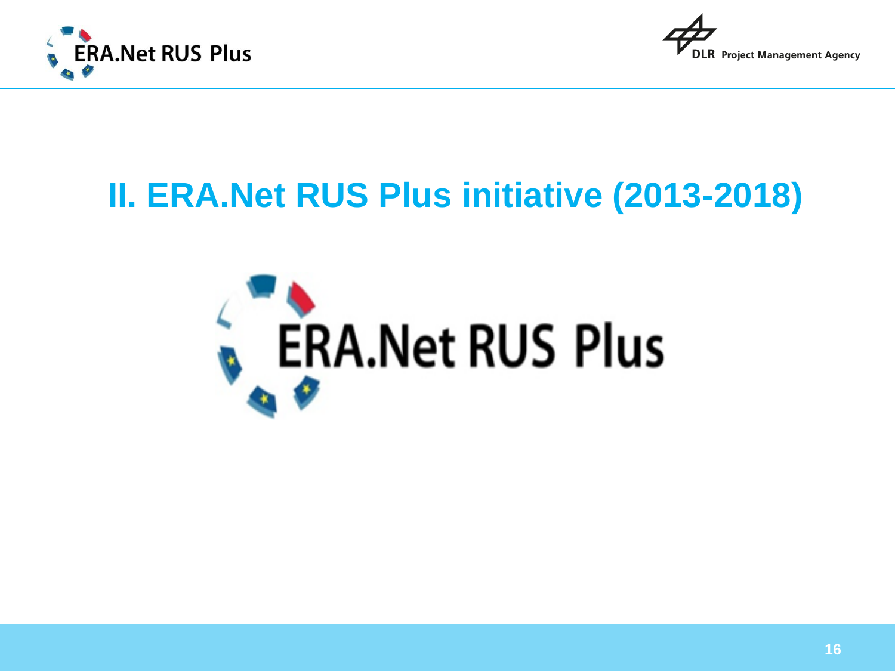# II. ERA.Net RUS Plus initiative (2013-2018)

ERA.Net RUS Plus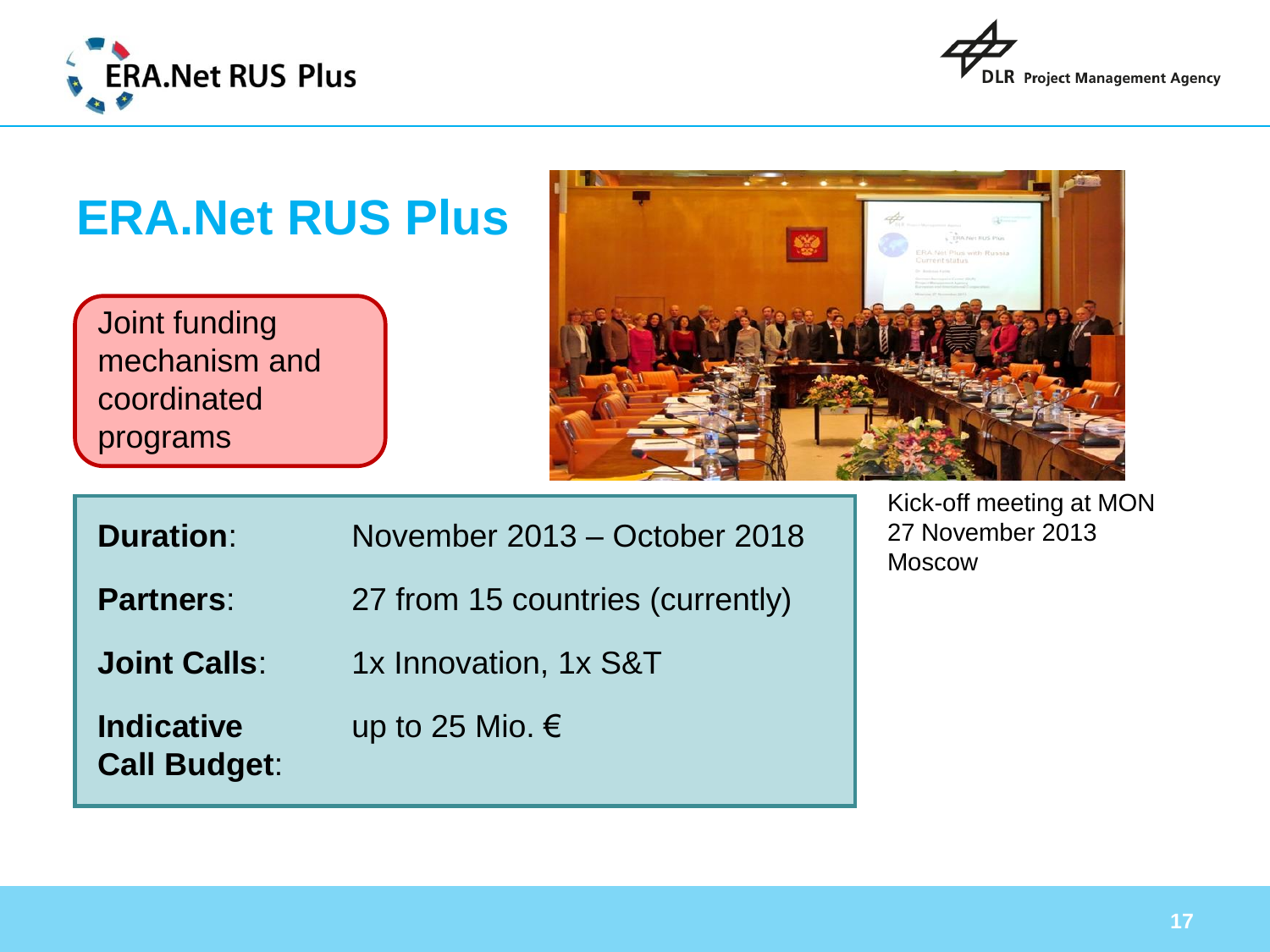# ERA.Net RUS Plus

Joint funding mechanism and coordinated programs

Kick-off meeting at MON
27 November 2013
Moscow

| | |
|---|---|
| **Duration**: | November 2013 – October 2018 |
| **Partners**: | 27 from 15 countries (currently) |
| **Joint Calls**: | 1x Innovation, 1x S&T |
| **Indicative Call Budget**: | up to 25 Mio. € |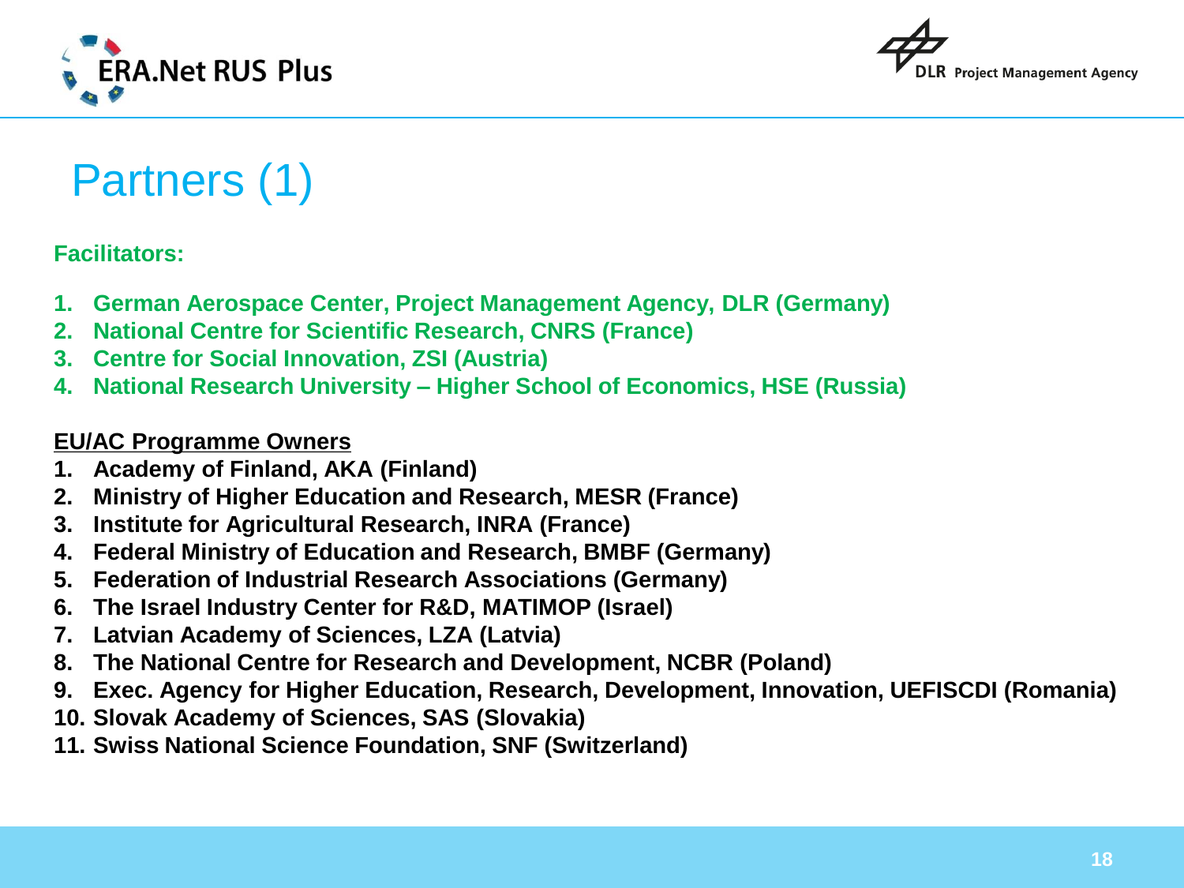# Partners (1)

**Facilitators:**

1. **German Aerospace Center, Project Management Agency, DLR (Germany)**
2. **National Centre for Scientific Research, CNRS (France)**
3. **Centre for Social Innovation, ZSI (Austria)**
4. **National Research University – Higher School of Economics, HSE (Russia)**

**EU/AC Programme Owners**

1. **Academy of Finland, AKA (Finland)**
2. **Ministry of Higher Education and Research, MESR (France)**
3. **Institute for Agricultural Research, INRA (France)**
4. **Federal Ministry of Education and Research, BMBF (Germany)**
5. **Federation of Industrial Research Associations (Germany)**
6. **The Israel Industry Center for R&D, MATIMOP (Israel)**
7. **Latvian Academy of Sciences, LZA (Latvia)**
8. **The National Centre for Research and Development, NCBR (Poland)**
9. **Exec. Agency for Higher Education, Research, Development, Innovation, UEFISCDI (Romania)**
10. **Slovak Academy of Sciences, SAS (Slovakia)**
11. **Swiss National Science Foundation, SNF (Switzerland)**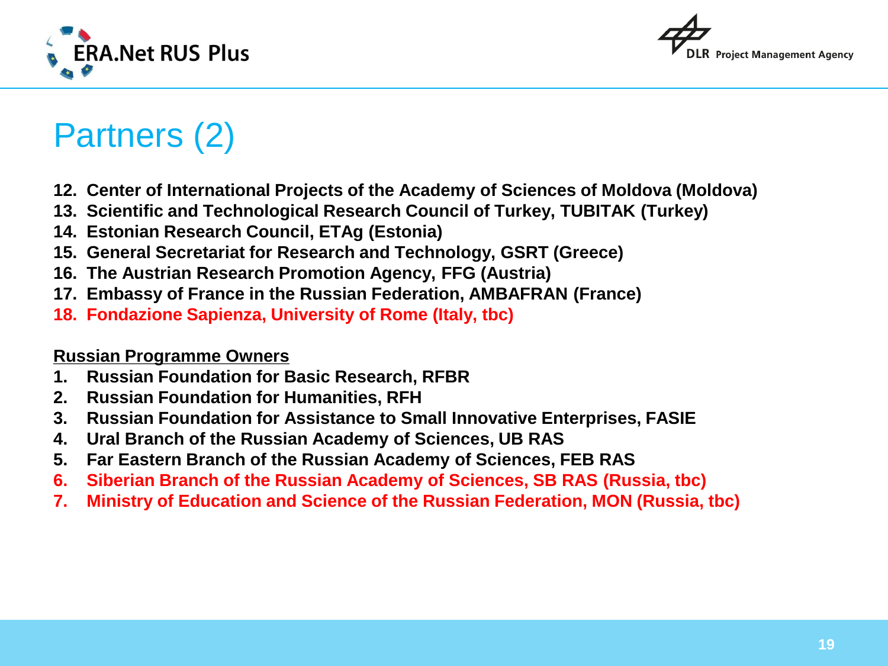# Partners (2)

12. **Center of International Projects of the Academy of Sciences of Moldova (Moldova)**
13. **Scientific and Technological Research Council of Turkey, TUBITAK (Turkey)**
14. **Estonian Research Council, ETAg (Estonia)**
15. **General Secretariat for Research and Technology, GSRT (Greece)**
16. **The Austrian Research Promotion Agency, FFG (Austria)**
17. **Embassy of France in the Russian Federation, AMBAFRAN (France)**
18. **Fondazione Sapienza, University of Rome (Italy, tbc)**

**Russian Programme Owners**

1. **Russian Foundation for Basic Research, RFBR**
2. **Russian Foundation for Humanities, RFH**
3. **Russian Foundation for Assistance to Small Innovative Enterprises, FASIE**
4. **Ural Branch of the Russian Academy of Sciences, UB RAS**
5. **Far Eastern Branch of the Russian Academy of Sciences, FEB RAS**
6. **Siberian Branch of the Russian Academy of Sciences, SB RAS (Russia, tbc)**
7. **Ministry of Education and Science of the Russian Federation, MON (Russia, tbc)**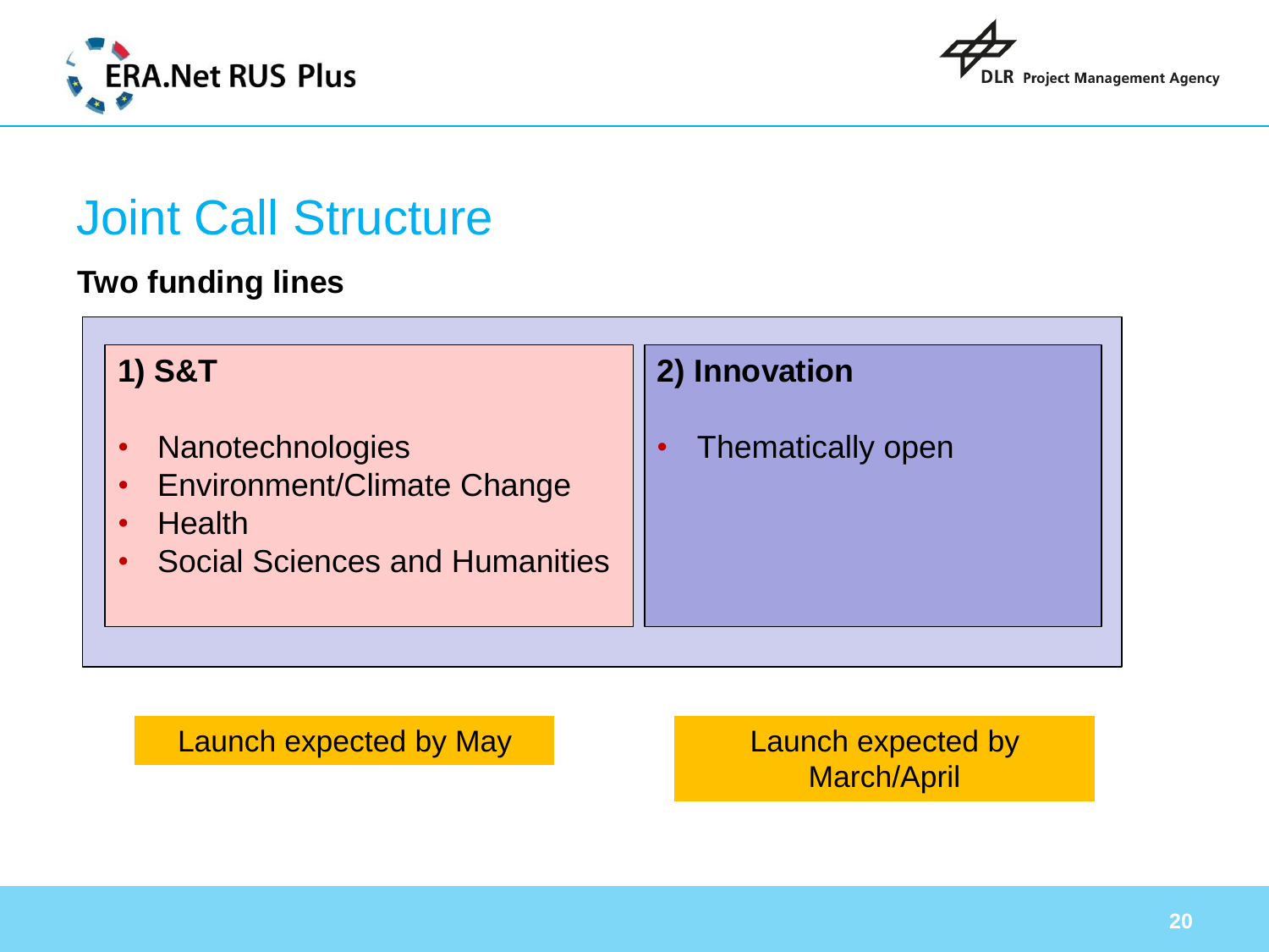# Joint Call Structure

**Two funding lines**

### 1) S&T

- Nanotechnologies
- Environment/Climate Change
- Health
- Social Sciences and Humanities

Launch expected by May

### 2) Innovation

- Thematically open

Launch expected by March/April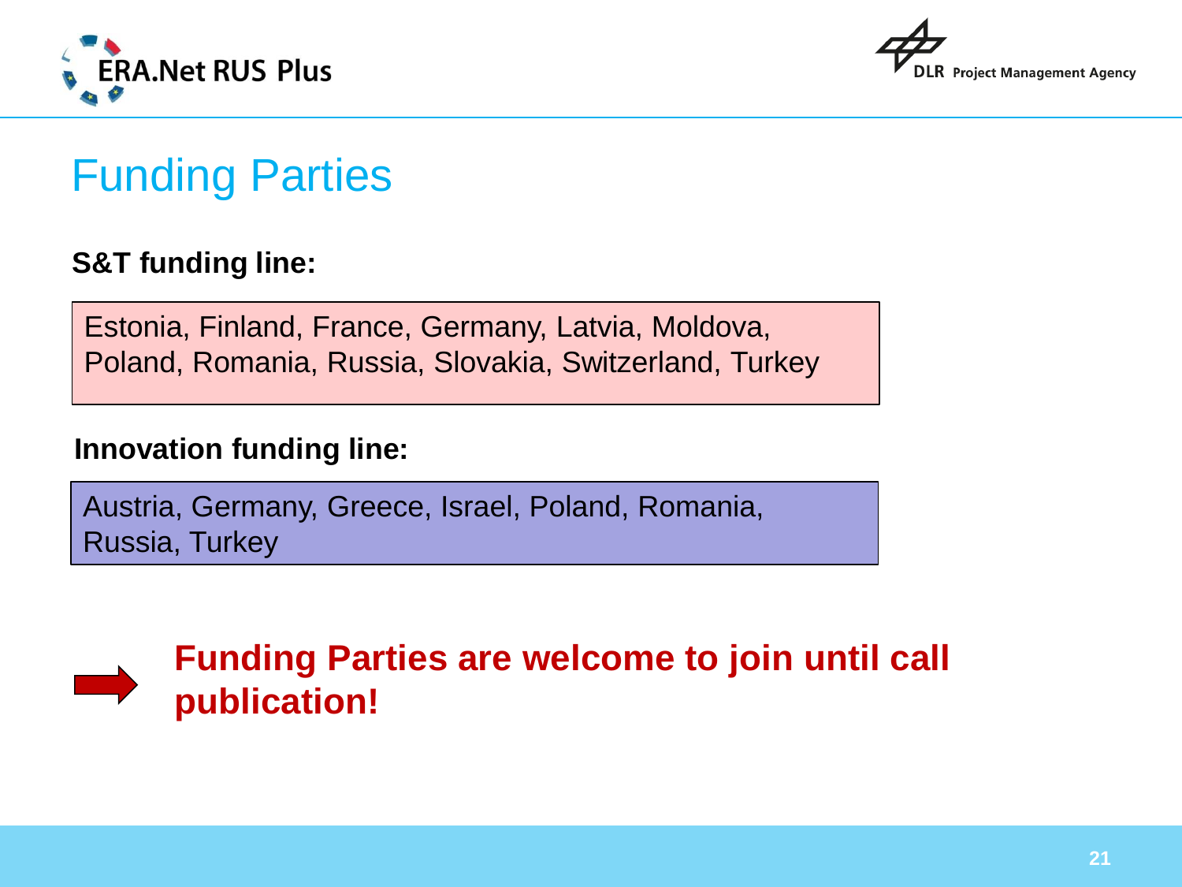# Funding Parties

**S&T funding line:**

Estonia, Finland, France, Germany, Latvia, Moldova, Poland, Romania, Russia, Slovakia, Switzerland, Turkey

**Innovation funding line:**

Austria, Germany, Greece, Israel, Poland, Romania, Russia, Turkey

**Funding Parties are welcome to join until call publication!**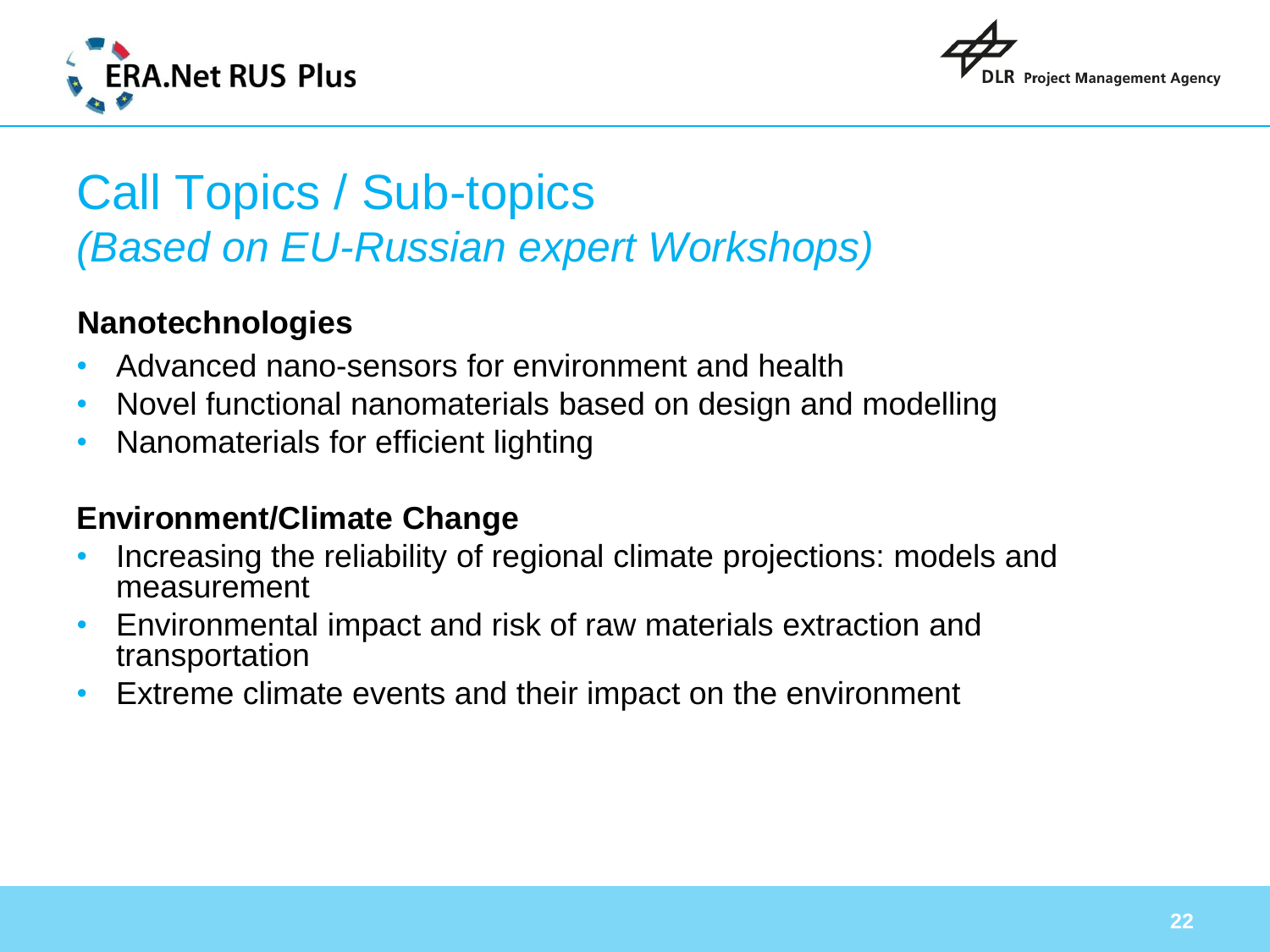# Call Topics / Sub-topics
## *(Based on EU-Russian expert Workshops)*

**Nanotechnologies**

- Advanced nano-sensors for environment and health
- Novel functional nanomaterials based on design and modelling
- Nanomaterials for efficient lighting

**Environment/Climate Change**

- Increasing the reliability of regional climate projections: models and measurement
- Environmental impact and risk of raw materials extraction and transportation
- Extreme climate events and their impact on the environment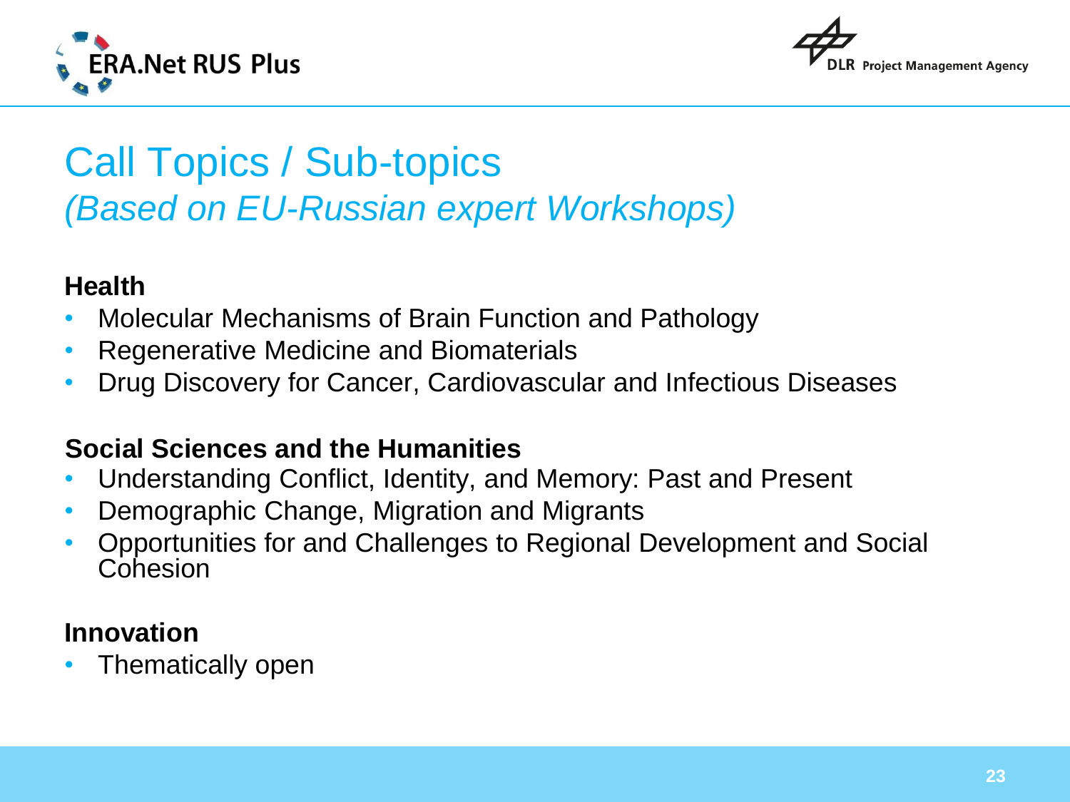# Call Topics / Sub-topics

## *(Based on EU-Russian expert Workshops)*

**Health**

- Molecular Mechanisms of Brain Function and Pathology
- Regenerative Medicine and Biomaterials
- Drug Discovery for Cancer, Cardiovascular and Infectious Diseases

**Social Sciences and the Humanities**

- Understanding Conflict, Identity, and Memory: Past and Present
- Demographic Change, Migration and Migrants
- Opportunities for and Challenges to Regional Development and Social Cohesion

**Innovation**

- Thematically open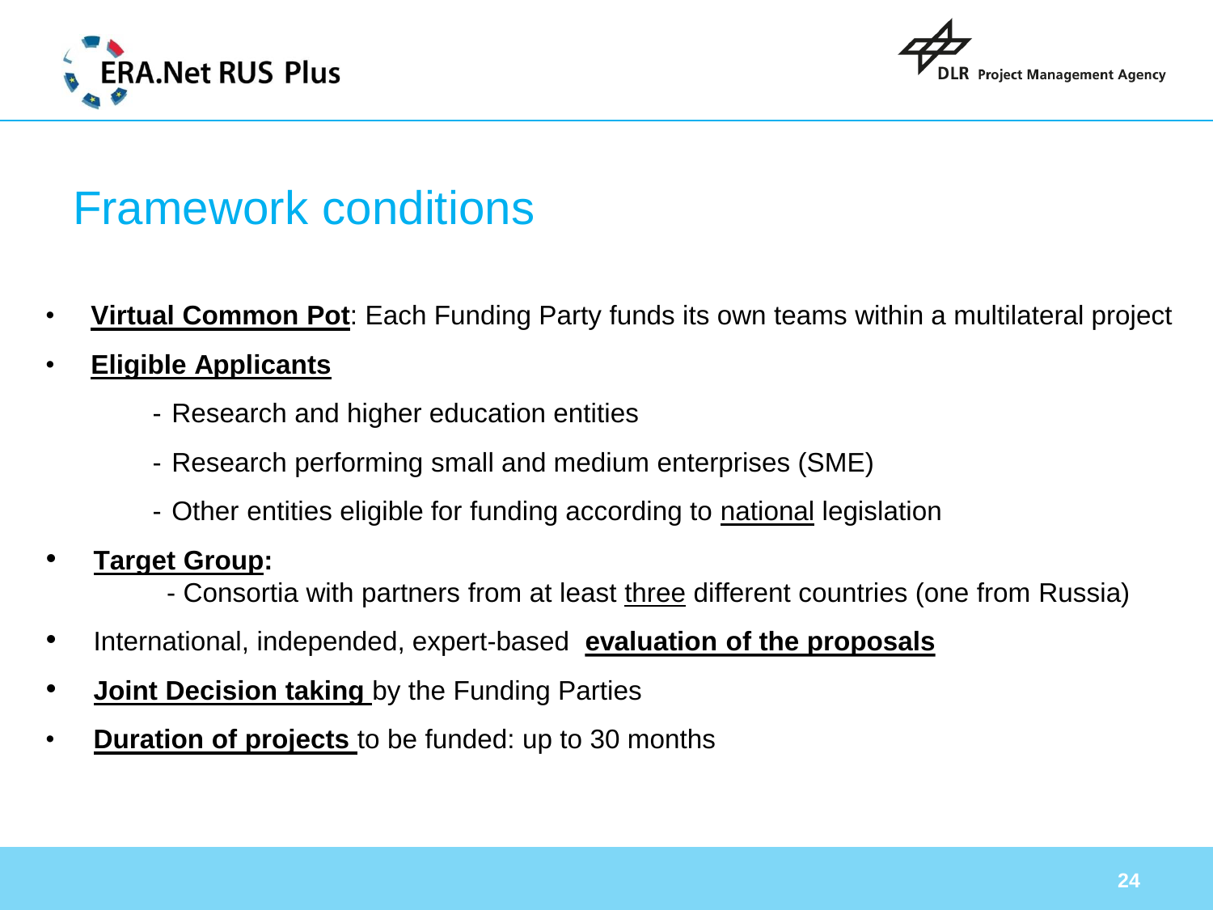# Framework conditions

- **Virtual Common Pot**: Each Funding Party funds its own teams within a multilateral project
- **Eligible Applicants**
  - Research and higher education entities
  - Research performing small and medium enterprises (SME)
  - Other entities eligible for funding according to national legislation
- **Target Group:**
  - Consortia with partners from at least three different countries (one from Russia)
- International, independed, expert-based **evaluation of the proposals**
- **Joint Decision taking** by the Funding Parties
- **Duration of projects** to be funded: up to 30 months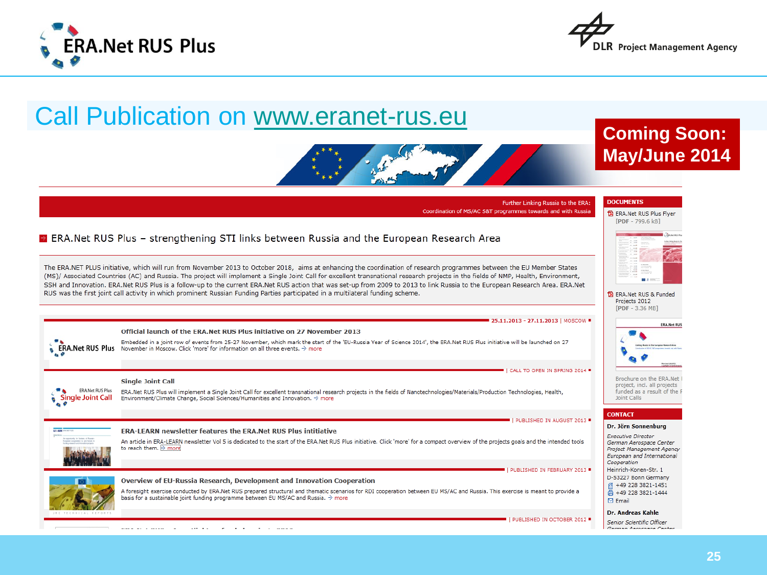ERA.Net RUS Plus

DLR Project Management Agency

# Call Publication on www.eranet-rus.eu

**Coming Soon: May/June 2014**

Further Linking Russia to the ERA:
Coordination of MS/AC S&T programmes towards and with Russia

## ERA.Net RUS Plus – strengthening STI links between Russia and the European Research Area

The ERA.NET PLUS initiative, which will run from November 2013 to October 2018, aims at enhancing the coordination of research programmes between the EU Member States (MS)/ Associated Countries (AC) and Russia. The project will implement a Single Joint Call for excellent transnational research projects in the fields of NMP, Health, Environment, SSH and Innovation. ERA.Net RUS Plus is a follow-up to the current ERA.Net RUS action that was set-up from 2009 to 2013 to link Russia to the European Research Area. ERA.Net RUS was the first joint call activity in which prominent Russian Funding Parties participated in a multilateral funding scheme.

25.11.2013 - 27.11.2013 | MOSCOW

**Official launch of the ERA.Net RUS Plus initiative on 27 November 2013**

Embedded in a joint row of events from 25-27 November, which mark the start of the 'EU-Russia Year of Science 2014', the ERA.Net RUS Plus initiative will be launched on 27 November in Moscow. Click 'more' for information on all three events. → more

| CALL TO OPEN IN SPRING 2014

**Single Joint Call**

ERA.Net RUS Plus will implement a Single Joint Call for excellent transnational research projects in the fields of Nanotechnologies/Materials/Production Technologies, Health, Environment/Climate Change, Social Sciences/Humanities and Innovation. → more

| PUBLISHED IN AUGUST 2013

**ERA-LEARN newsletter features the ERA.Net RUS Plus intitiative**

An article in ERA-LEARN newsletter Vol 5 is dedicated to the start of the ERA.Net RUS Plus initiative. Click 'more' for a compact overview of the projects goals and the intended tools to reach them. → more

| PUBLISHED IN FEBRUARY 2013

**Overview of EU-Russia Research, Development and Innovation Cooperation**

A foresight exercise conducted by ERA.Net RUS prepared structural and thematic scenarios for RDI cooperation between EU MS/AC and Russia. This exercise is meant to provide a basis for a sustainable joint funding programme between EU MS/AC and Russia. → more

| PUBLISHED IN OCTOBER 2012

**DOCUMENTS**

ERA.Net RUS Plus Flyer
[PDF - 799.6 kB]

ERA.Net RUS & Funded Projects 2012
[PDF - 3.36 MB]

Brochure on the ERA.Net RUS project, incl. all projects funded as a result of the Joint Calls

**CONTACT**

**Dr. Jörn Sonnenburg**
*Executive Director*
*German Aerospace Center*
*Project Management Agency*
*European and International Cooperation*
Heinrich-Konen-Str. 1
D-53227 Bonn Germany
+49 228 3821-1451
+49 228 3821-1444
Email

**Dr. Andreas Kahle**
*Senior Scientific Officer*